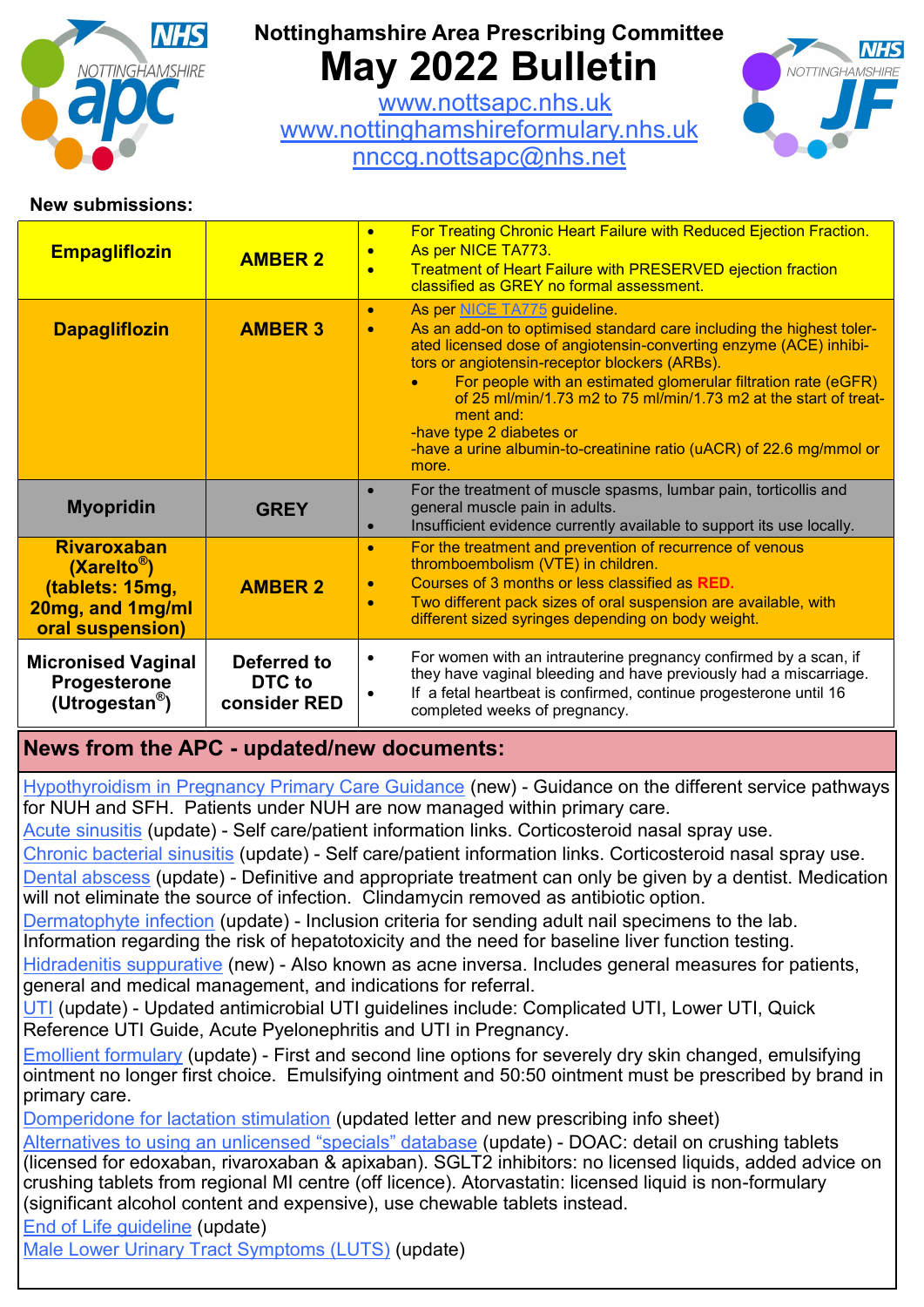# Nottinghamshire Area Prescribing Committee

# May 2022 Bulletin

www.nottsapc.nhs.uk
www.nottinghamshireformulary.nhs.uk
nnccg.nottsapc@nhs.net

**New submissions:**

| Drug | Classification | Details |
|---|---|---|
| **Empagliflozin** | **AMBER 2** | • For Treating Chronic Heart Failure with Reduced Ejection Fraction.<br>• As per NICE TA773.<br>• Treatment of Heart Failure with PRESERVED ejection fraction classified as GREY no formal assessment. |
| **Dapagliflozin** | **AMBER 3** | • As per NICE TA775 guideline.<br>• As an add-on to optimised standard care including the highest tolerated licensed dose of angiotensin-converting enzyme (ACE) inhibitors or angiotensin-receptor blockers (ARBs).<br>  • For people with an estimated glomerular filtration rate (eGFR) of 25 ml/min/1.73 m2 to 75 ml/min/1.73 m2 at the start of treatment and:<br>-have type 2 diabetes or<br>-have a urine albumin-to-creatinine ratio (uACR) of 22.6 mg/mmol or more. |
| **Myopridin** | **GREY** | • For the treatment of muscle spasms, lumbar pain, torticollis and general muscle pain in adults.<br>• Insufficient evidence currently available to support its use locally. |
| **Rivaroxaban (Xarelto®) (tablets: 15mg, 20mg, and 1mg/ml oral suspension)** | **AMBER 2** | • For the treatment and prevention of recurrence of venous thromboembolism (VTE) in children.<br>• Courses of 3 months or less classified as **RED.**<br>• Two different pack sizes of oral suspension are available, with different sized syringes depending on body weight. |
| **Micronised Vaginal Progesterone (Utrogestan®)** | **Deferred to DTC to consider RED** | • For women with an intrauterine pregnancy confirmed by a scan, if they have vaginal bleeding and have previously had a miscarriage.<br>• If a fetal heartbeat is confirmed, continue progesterone until 16 completed weeks of pregnancy. |

## News from the APC - updated/new documents:

Hypothyroidism in Pregnancy Primary Care Guidance (new) - Guidance on the different service pathways for NUH and SFH. Patients under NUH are now managed within primary care.

Acute sinusitis (update) - Self care/patient information links. Corticosteroid nasal spray use.

Chronic bacterial sinusitis (update) - Self care/patient information links. Corticosteroid nasal spray use.

Dental abscess (update) - Definitive and appropriate treatment can only be given by a dentist. Medication will not eliminate the source of infection. Clindamycin removed as antibiotic option.

Dermatophyte infection (update) - Inclusion criteria for sending adult nail specimens to the lab. Information regarding the risk of hepatotoxicity and the need for baseline liver function testing.

Hidradenitis suppurative (new) - Also known as acne inversa. Includes general measures for patients, general and medical management, and indications for referral.

UTI (update) - Updated antimicrobial UTI guidelines include: Complicated UTI, Lower UTI, Quick Reference UTI Guide, Acute Pyelonephritis and UTI in Pregnancy.

Emollient formulary (update) - First and second line options for severely dry skin changed, emulsifying ointment no longer first choice. Emulsifying ointment and 50:50 ointment must be prescribed by brand in primary care.

Domperidone for lactation stimulation (updated letter and new prescribing info sheet)

Alternatives to using an unlicensed "specials" database (update) - DOAC: detail on crushing tablets (licensed for edoxaban, rivaroxaban & apixaban). SGLT2 inhibitors: no licensed liquids, added advice on crushing tablets from regional MI centre (off licence). Atorvastatin: licensed liquid is non-formulary (significant alcohol content and expensive), use chewable tablets instead.

End of Life guideline (update)

Male Lower Urinary Tract Symptoms (LUTS) (update)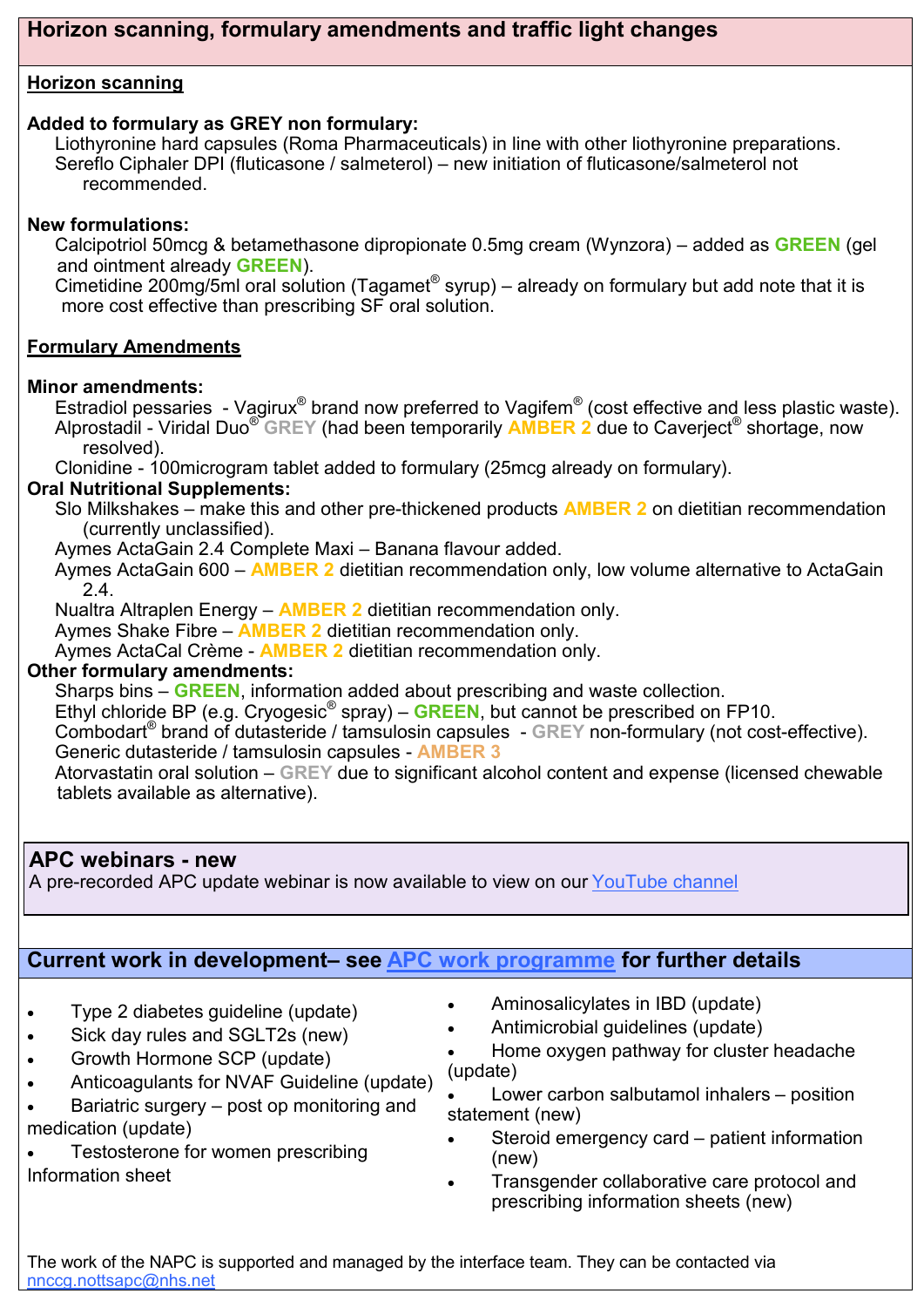## Horizon scanning, formulary amendments and traffic light changes

### Horizon scanning

**Added to formulary as GREY non formulary:**

Liothyronine hard capsules (Roma Pharmaceuticals) in line with other liothyronine preparations.
Sereflo Ciphaler DPI (fluticasone / salmeterol) – new initiation of fluticasone/salmeterol not recommended.

**New formulations:**

Calcipotriol 50mcg & betamethasone dipropionate 0.5mg cream (Wynzora) – added as **GREEN** (gel and ointment already **GREEN**).
Cimetidine 200mg/5ml oral solution (Tagamet® syrup) – already on formulary but add note that it is more cost effective than prescribing SF oral solution.

### Formulary Amendments

**Minor amendments:**

Estradiol pessaries - Vagirux® brand now preferred to Vagifem® (cost effective and less plastic waste).
Alprostadil - Viridal Duo® **GREY** (had been temporarily **AMBER 2** due to Caverject® shortage, now resolved).
Clonidine - 100microgram tablet added to formulary (25mcg already on formulary).

**Oral Nutritional Supplements:**

Slo Milkshakes – make this and other pre-thickened products **AMBER 2** on dietitian recommendation (currently unclassified).
Aymes ActaGain 2.4 Complete Maxi – Banana flavour added.
Aymes ActaGain 600 – **AMBER 2** dietitian recommendation only, low volume alternative to ActaGain 2.4.
Nualtra Altraplen Energy – **AMBER 2** dietitian recommendation only.
Aymes Shake Fibre – **AMBER 2** dietitian recommendation only.
Aymes ActaCal Crème - **AMBER 2** dietitian recommendation only.

**Other formulary amendments:**

Sharps bins – **GREEN**, information added about prescribing and waste collection.
Ethyl chloride BP (e.g. Cryogesic® spray) – **GREEN**, but cannot be prescribed on FP10.
Combodart® brand of dutasteride / tamsulosin capsules - **GREY** non-formulary (not cost-effective).
Generic dutasteride / tamsulosin capsules - **AMBER 3**
Atorvastatin oral solution – **GREY** due to significant alcohol content and expense (licensed chewable tablets available as alternative).

## APC webinars - new

A pre-recorded APC update webinar is now available to view on our [YouTube channel]

## Current work in development– see [APC work programme] for further details

- Type 2 diabetes guideline (update)
- Sick day rules and SGLT2s (new)
- Growth Hormone SCP (update)
- Anticoagulants for NVAF Guideline (update)
- Bariatric surgery – post op monitoring and medication (update)
- Testosterone for women prescribing Information sheet
- Aminosalicylates in IBD (update)
- Antimicrobial guidelines (update)
- Home oxygen pathway for cluster headache (update)
- Lower carbon salbutamol inhalers – position statement (new)
- Steroid emergency card – patient information (new)
- Transgender collaborative care protocol and prescribing information sheets (new)

The work of the NAPC is supported and managed by the interface team. They can be contacted via nnccg.nottsapc@nhs.net